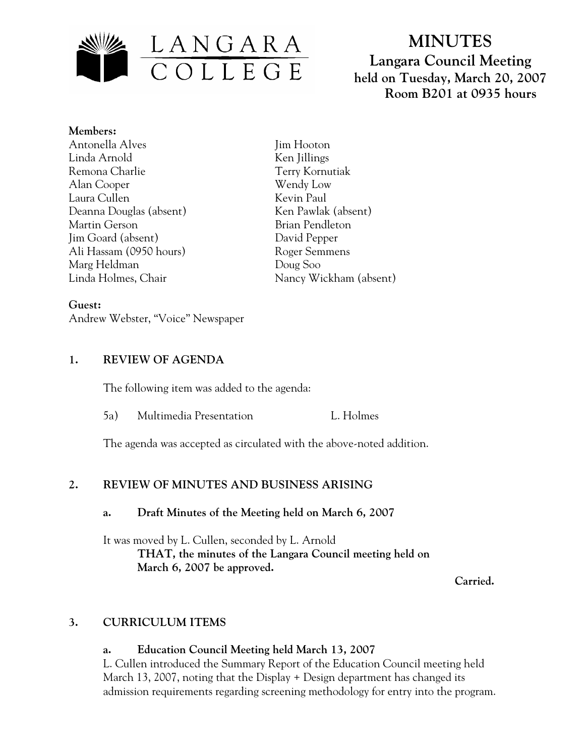LANGARA COLLEGE

# MINUTES

## Langara Council Meeting
**held on Tuesday, March 20, 2007**
**Room B201 at 0935 hours**

**Members:**

Antonella Alves
Linda Arnold
Remona Charlie
Alan Cooper
Laura Cullen
Deanna Douglas (absent)
Martin Gerson
Jim Goard (absent)
Ali Hassam (0950 hours)
Marg Heldman
Linda Holmes, Chair
Jim Hooton
Ken Jillings
Terry Kornutiak
Wendy Low
Kevin Paul
Ken Pawlak (absent)
Brian Pendleton
David Pepper
Roger Semmens
Doug Soo
Nancy Wickham (absent)

**Guest:**
Andrew Webster, "Voice" Newspaper

## 1. REVIEW OF AGENDA

The following item was added to the agenda:

5a) Multimedia Presentation L. Holmes

The agenda was accepted as circulated with the above-noted addition.

## 2. REVIEW OF MINUTES AND BUSINESS ARISING

### a. Draft Minutes of the Meeting held on March 6, 2007

It was moved by L. Cullen, seconded by L. Arnold

**THAT, the minutes of the Langara Council meeting held on March 6, 2007 be approved.**

**Carried.**

## 3. CURRICULUM ITEMS

### a. Education Council Meeting held March 13, 2007

L. Cullen introduced the Summary Report of the Education Council meeting held March 13, 2007, noting that the Display + Design department has changed its admission requirements regarding screening methodology for entry into the program.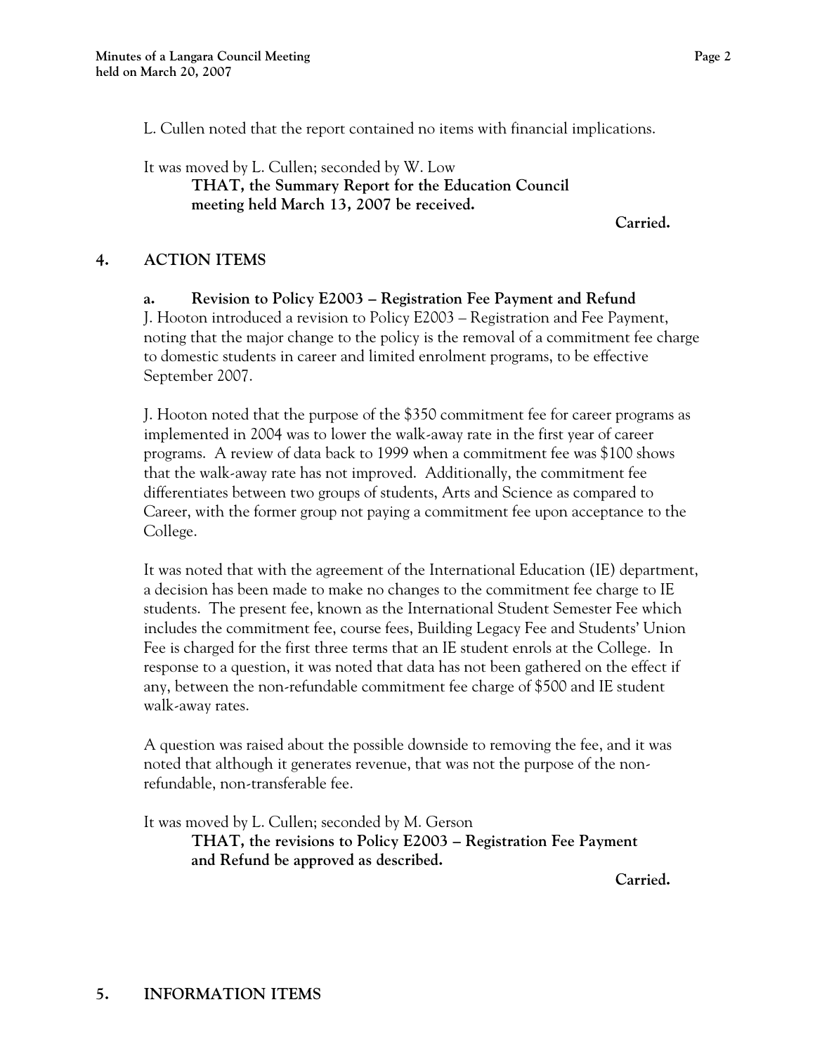L. Cullen noted that the report contained no items with financial implications.

It was moved by L. Cullen; seconded by W. Low

**THAT, the Summary Report for the Education Council meeting held March 13, 2007 be received.**

**Carried.**

## 4. ACTION ITEMS

### a. Revision to Policy E2003 – Registration Fee Payment and Refund

J. Hooton introduced a revision to Policy E2003 – Registration and Fee Payment, noting that the major change to the policy is the removal of a commitment fee charge to domestic students in career and limited enrolment programs, to be effective September 2007.

J. Hooton noted that the purpose of the $350 commitment fee for career programs as implemented in 2004 was to lower the walk-away rate in the first year of career programs. A review of data back to 1999 when a commitment fee was $100 shows that the walk-away rate has not improved. Additionally, the commitment fee differentiates between two groups of students, Arts and Science as compared to Career, with the former group not paying a commitment fee upon acceptance to the College.

It was noted that with the agreement of the International Education (IE) department, a decision has been made to make no changes to the commitment fee charge to IE students. The present fee, known as the International Student Semester Fee which includes the commitment fee, course fees, Building Legacy Fee and Students' Union Fee is charged for the first three terms that an IE student enrols at the College. In response to a question, it was noted that data has not been gathered on the effect if any, between the non-refundable commitment fee charge of $500 and IE student walk-away rates.

A question was raised about the possible downside to removing the fee, and it was noted that although it generates revenue, that was not the purpose of the non-refundable, non-transferable fee.

It was moved by L. Cullen; seconded by M. Gerson

**THAT, the revisions to Policy E2003 – Registration Fee Payment and Refund be approved as described.**

**Carried.**

## 5. INFORMATION ITEMS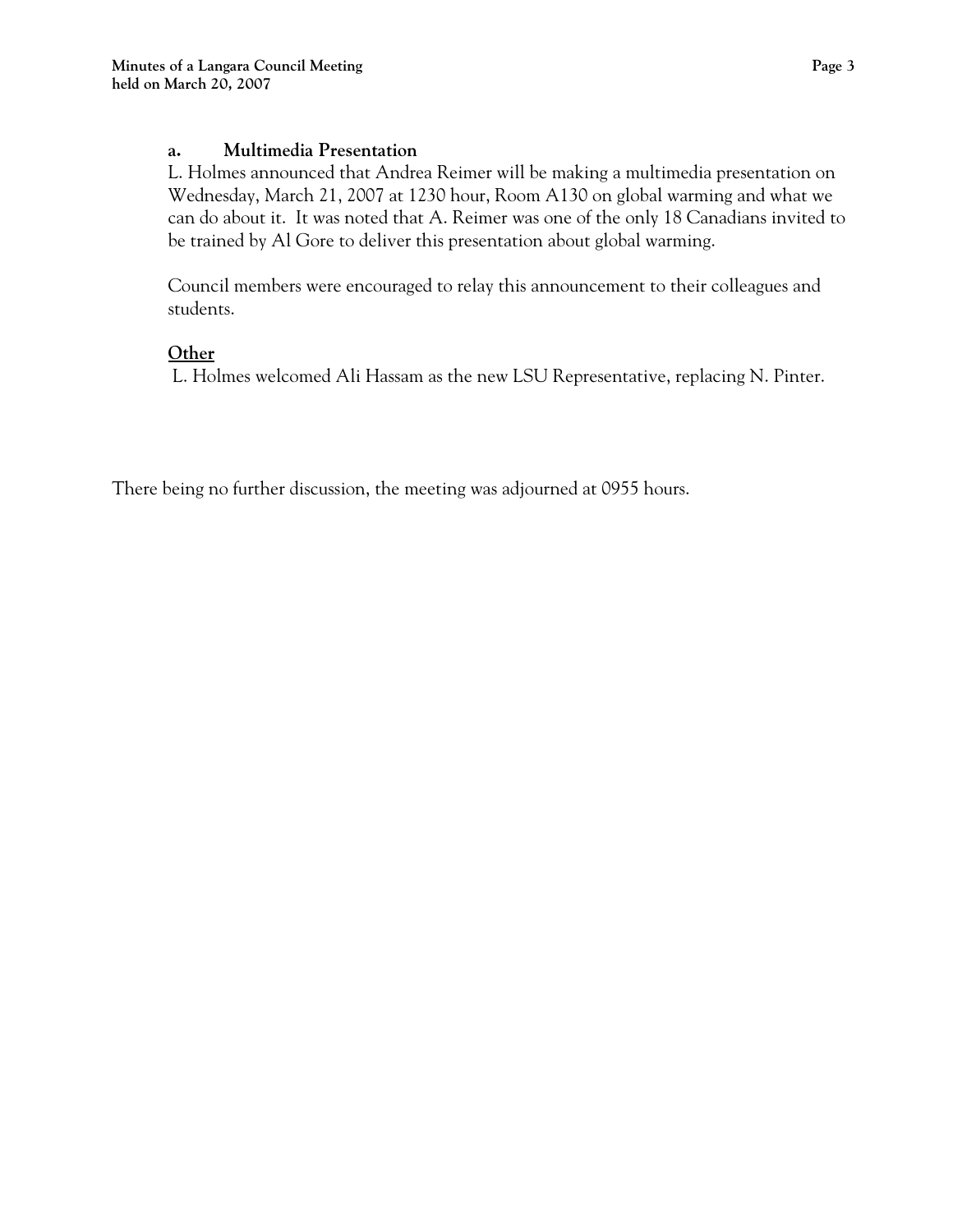**a. Multimedia Presentation**

L. Holmes announced that Andrea Reimer will be making a multimedia presentation on Wednesday, March 21, 2007 at 1230 hour, Room A130 on global warming and what we can do about it. It was noted that A. Reimer was one of the only 18 Canadians invited to be trained by Al Gore to deliver this presentation about global warming.

Council members were encouraged to relay this announcement to their colleagues and students.

**Other**

L. Holmes welcomed Ali Hassam as the new LSU Representative, replacing N. Pinter.

There being no further discussion, the meeting was adjourned at 0955 hours.